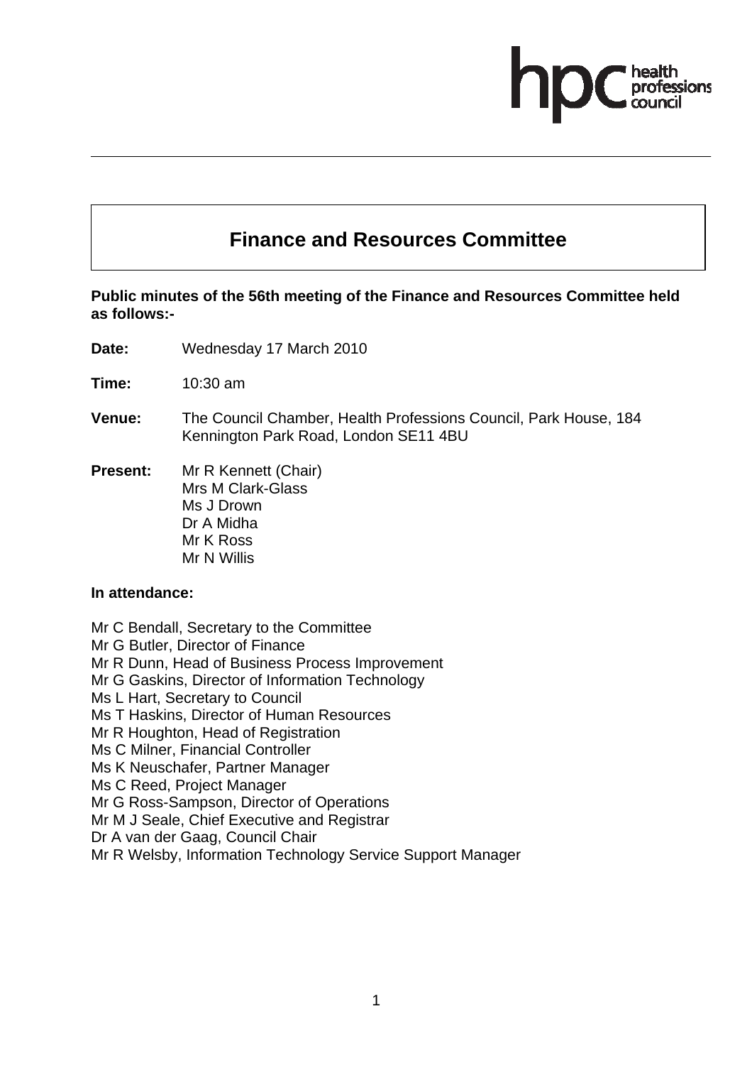# Finance and Resources Committee

**Public minutes of the 56th meeting of the Finance and Resources Committee held as follows:-**

**Date:** Wednesday 17 March 2010

**Time:** 10:30 am

**Venue:** The Council Chamber, Health Professions Council, Park House, 184 Kennington Park Road, London SE11 4BU

**Present:** Mr R Kennett (Chair)
Mrs M Clark-Glass
Ms J Drown
Dr A Midha
Mr K Ross
Mr N Willis

**In attendance:**

Mr C Bendall, Secretary to the Committee
Mr G Butler, Director of Finance
Mr R Dunn, Head of Business Process Improvement
Mr G Gaskins, Director of Information Technology
Ms L Hart, Secretary to Council
Ms T Haskins, Director of Human Resources
Mr R Houghton, Head of Registration
Ms C Milner, Financial Controller
Ms K Neuschafer, Partner Manager
Ms C Reed, Project Manager
Mr G Ross-Sampson, Director of Operations
Mr M J Seale, Chief Executive and Registrar
Dr A van der Gaag, Council Chair
Mr R Welsby, Information Technology Service Support Manager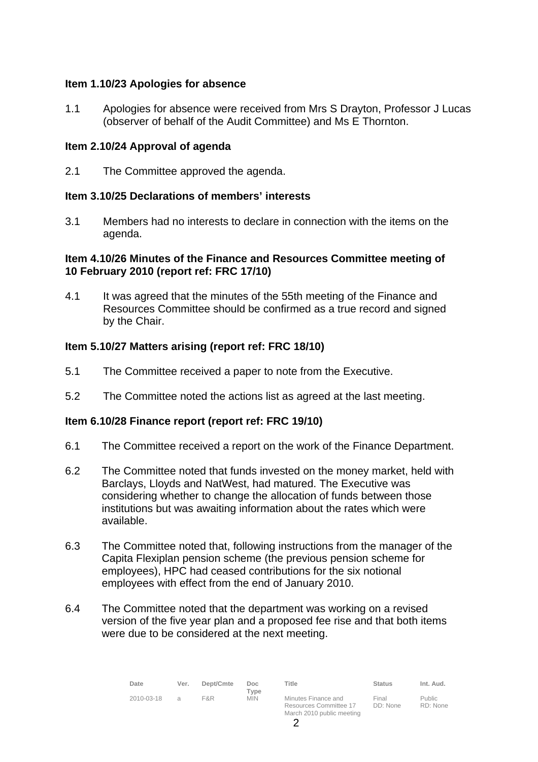**Item 1.10/23 Apologies for absence**

1.1 Apologies for absence were received from Mrs S Drayton, Professor J Lucas (observer of behalf of the Audit Committee) and Ms E Thornton.

**Item 2.10/24 Approval of agenda**

2.1 The Committee approved the agenda.

**Item 3.10/25 Declarations of members' interests**

3.1 Members had no interests to declare in connection with the items on the agenda.

**Item 4.10/26 Minutes of the Finance and Resources Committee meeting of 10 February 2010 (report ref: FRC 17/10)**

4.1 It was agreed that the minutes of the 55th meeting of the Finance and Resources Committee should be confirmed as a true record and signed by the Chair.

**Item 5.10/27 Matters arising (report ref: FRC 18/10)**

5.1 The Committee received a paper to note from the Executive.

5.2 The Committee noted the actions list as agreed at the last meeting.

**Item 6.10/28 Finance report (report ref: FRC 19/10)**

6.1 The Committee received a report on the work of the Finance Department.

6.2 The Committee noted that funds invested on the money market, held with Barclays, Lloyds and NatWest, had matured. The Executive was considering whether to change the allocation of funds between those institutions but was awaiting information about the rates which were available.

6.3 The Committee noted that, following instructions from the manager of the Capita Flexiplan pension scheme (the previous pension scheme for employees), HPC had ceased contributions for the six notional employees with effect from the end of January 2010.

6.4 The Committee noted that the department was working on a revised version of the five year plan and a proposed fee rise and that both items were due to be considered at the next meeting.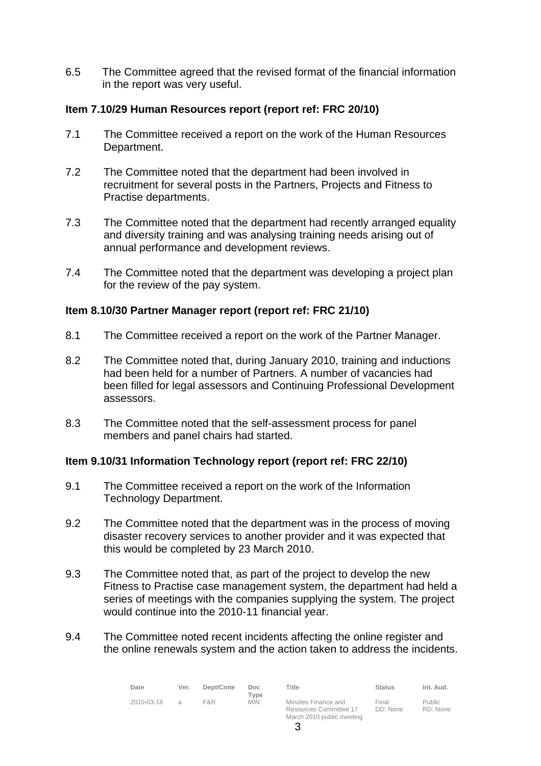6.5 The Committee agreed that the revised format of the financial information in the report was very useful.

**Item 7.10/29 Human Resources report (report ref: FRC 20/10)**

7.1 The Committee received a report on the work of the Human Resources Department.

7.2 The Committee noted that the department had been involved in recruitment for several posts in the Partners, Projects and Fitness to Practise departments.

7.3 The Committee noted that the department had recently arranged equality and diversity training and was analysing training needs arising out of annual performance and development reviews.

7.4 The Committee noted that the department was developing a project plan for the review of the pay system.

**Item 8.10/30 Partner Manager report (report ref: FRC 21/10)**

8.1 The Committee received a report on the work of the Partner Manager.

8.2 The Committee noted that, during January 2010, training and inductions had been held for a number of Partners. A number of vacancies had been filled for legal assessors and Continuing Professional Development assessors.

8.3 The Committee noted that the self-assessment process for panel members and panel chairs had started.

**Item 9.10/31 Information Technology report (report ref: FRC 22/10)**

9.1 The Committee received a report on the work of the Information Technology Department.

9.2 The Committee noted that the department was in the process of moving disaster recovery services to another provider and it was expected that this would be completed by 23 March 2010.

9.3 The Committee noted that, as part of the project to develop the new Fitness to Practise case management system, the department had held a series of meetings with the companies supplying the system. The project would continue into the 2010-11 financial year.

9.4 The Committee noted recent incidents affecting the online register and the online renewals system and the action taken to address the incidents.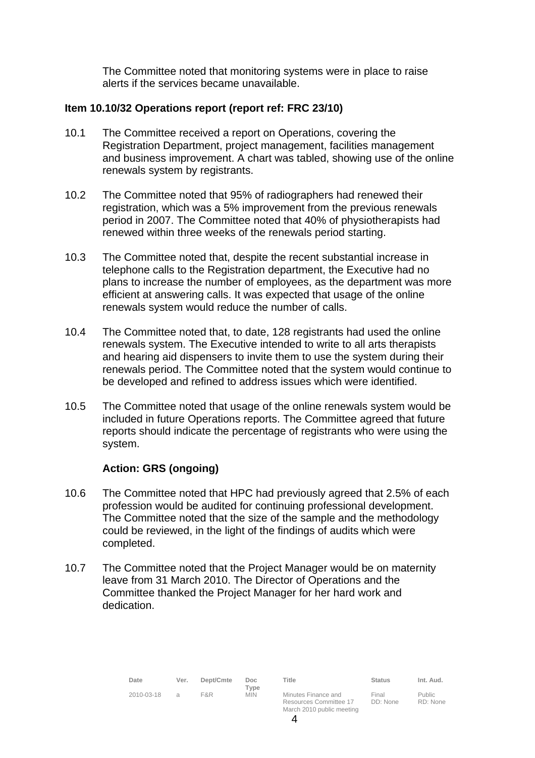The Committee noted that monitoring systems were in place to raise alerts if the services became unavailable.

**Item 10.10/32 Operations report (report ref: FRC 23/10)**

10.1 The Committee received a report on Operations, covering the Registration Department, project management, facilities management and business improvement. A chart was tabled, showing use of the online renewals system by registrants.

10.2 The Committee noted that 95% of radiographers had renewed their registration, which was a 5% improvement from the previous renewals period in 2007. The Committee noted that 40% of physiotherapists had renewed within three weeks of the renewals period starting.

10.3 The Committee noted that, despite the recent substantial increase in telephone calls to the Registration department, the Executive had no plans to increase the number of employees, as the department was more efficient at answering calls. It was expected that usage of the online renewals system would reduce the number of calls.

10.4 The Committee noted that, to date, 128 registrants had used the online renewals system. The Executive intended to write to all arts therapists and hearing aid dispensers to invite them to use the system during their renewals period. The Committee noted that the system would continue to be developed and refined to address issues which were identified.

10.5 The Committee noted that usage of the online renewals system would be included in future Operations reports. The Committee agreed that future reports should indicate the percentage of registrants who were using the system.

**Action: GRS (ongoing)**

10.6 The Committee noted that HPC had previously agreed that 2.5% of each profession would be audited for continuing professional development. The Committee noted that the size of the sample and the methodology could be reviewed, in the light of the findings of audits which were completed.

10.7 The Committee noted that the Project Manager would be on maternity leave from 31 March 2010. The Director of Operations and the Committee thanked the Project Manager for her hard work and dedication.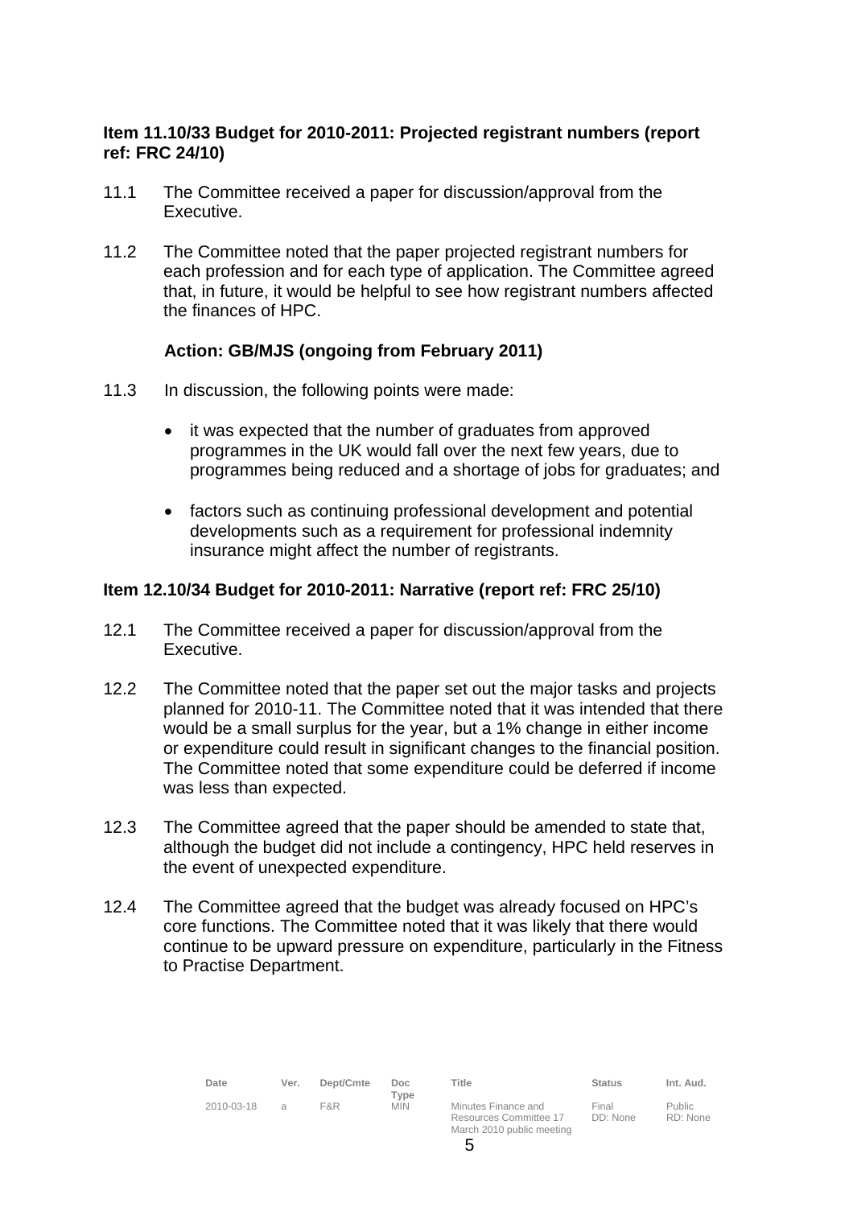**Item 11.10/33 Budget for 2010-2011: Projected registrant numbers (report ref: FRC 24/10)**

11.1 The Committee received a paper for discussion/approval from the Executive.

11.2 The Committee noted that the paper projected registrant numbers for each profession and for each type of application. The Committee agreed that, in future, it would be helpful to see how registrant numbers affected the finances of HPC.

**Action: GB/MJS (ongoing from February 2011)**

11.3 In discussion, the following points were made:

- it was expected that the number of graduates from approved programmes in the UK would fall over the next few years, due to programmes being reduced and a shortage of jobs for graduates; and
- factors such as continuing professional development and potential developments such as a requirement for professional indemnity insurance might affect the number of registrants.

**Item 12.10/34 Budget for 2010-2011: Narrative (report ref: FRC 25/10)**

12.1 The Committee received a paper for discussion/approval from the Executive.

12.2 The Committee noted that the paper set out the major tasks and projects planned for 2010-11. The Committee noted that it was intended that there would be a small surplus for the year, but a 1% change in either income or expenditure could result in significant changes to the financial position. The Committee noted that some expenditure could be deferred if income was less than expected.

12.3 The Committee agreed that the paper should be amended to state that, although the budget did not include a contingency, HPC held reserves in the event of unexpected expenditure.

12.4 The Committee agreed that the budget was already focused on HPC's core functions. The Committee noted that it was likely that there would continue to be upward pressure on expenditure, particularly in the Fitness to Practise Department.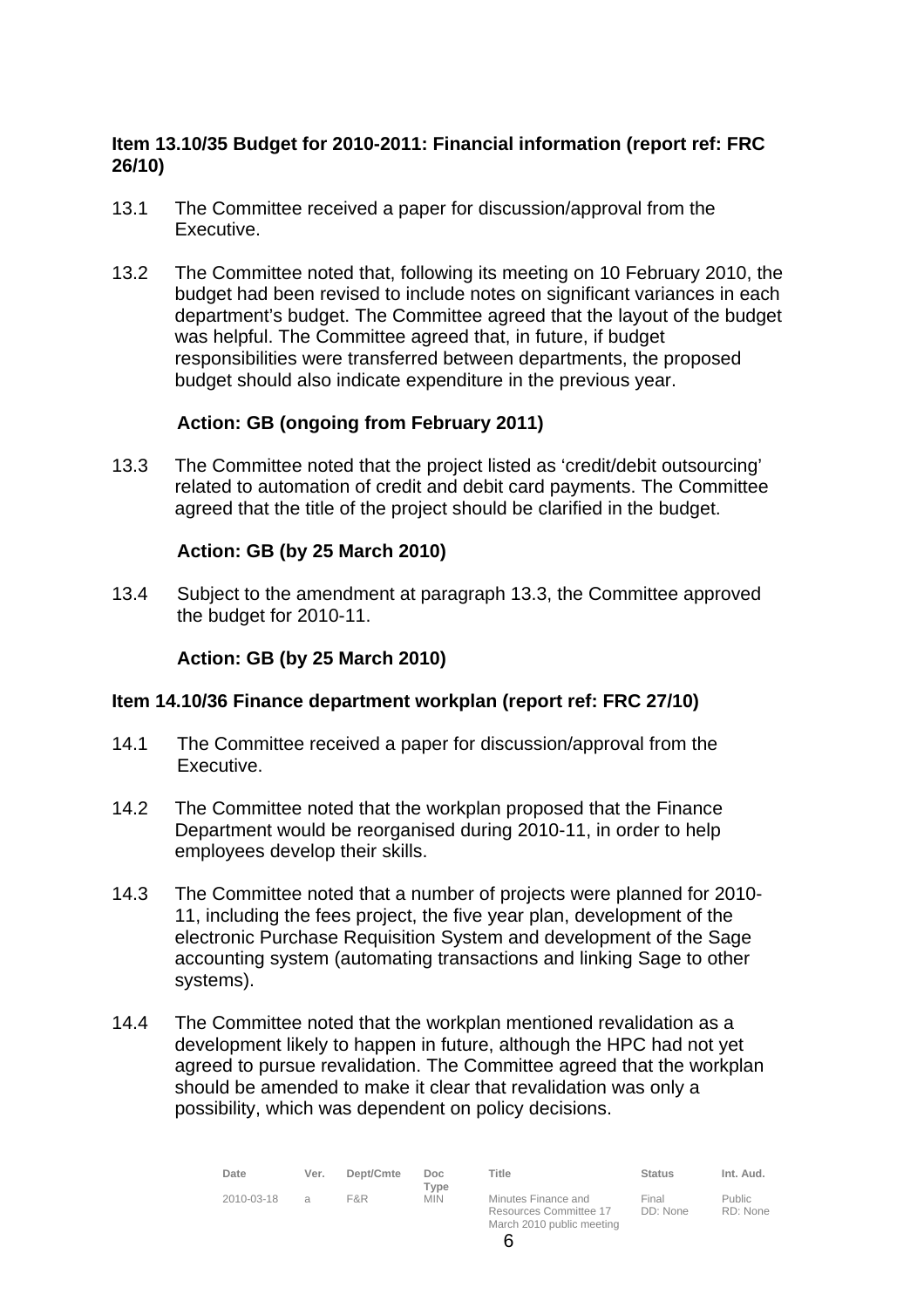**Item 13.10/35 Budget for 2010-2011: Financial information (report ref: FRC 26/10)**

13.1 The Committee received a paper for discussion/approval from the Executive.

13.2 The Committee noted that, following its meeting on 10 February 2010, the budget had been revised to include notes on significant variances in each department's budget. The Committee agreed that the layout of the budget was helpful. The Committee agreed that, in future, if budget responsibilities were transferred between departments, the proposed budget should also indicate expenditure in the previous year.

**Action: GB (ongoing from February 2011)**

13.3 The Committee noted that the project listed as 'credit/debit outsourcing' related to automation of credit and debit card payments. The Committee agreed that the title of the project should be clarified in the budget.

**Action: GB (by 25 March 2010)**

13.4 Subject to the amendment at paragraph 13.3, the Committee approved the budget for 2010-11.

**Action: GB (by 25 March 2010)**

**Item 14.10/36 Finance department workplan (report ref: FRC 27/10)**

14.1 The Committee received a paper for discussion/approval from the Executive.

14.2 The Committee noted that the workplan proposed that the Finance Department would be reorganised during 2010-11, in order to help employees develop their skills.

14.3 The Committee noted that a number of projects were planned for 2010-11, including the fees project, the five year plan, development of the electronic Purchase Requisition System and development of the Sage accounting system (automating transactions and linking Sage to other systems).

14.4 The Committee noted that the workplan mentioned revalidation as a development likely to happen in future, although the HPC had not yet agreed to pursue revalidation. The Committee agreed that the workplan should be amended to make it clear that revalidation was only a possibility, which was dependent on policy decisions.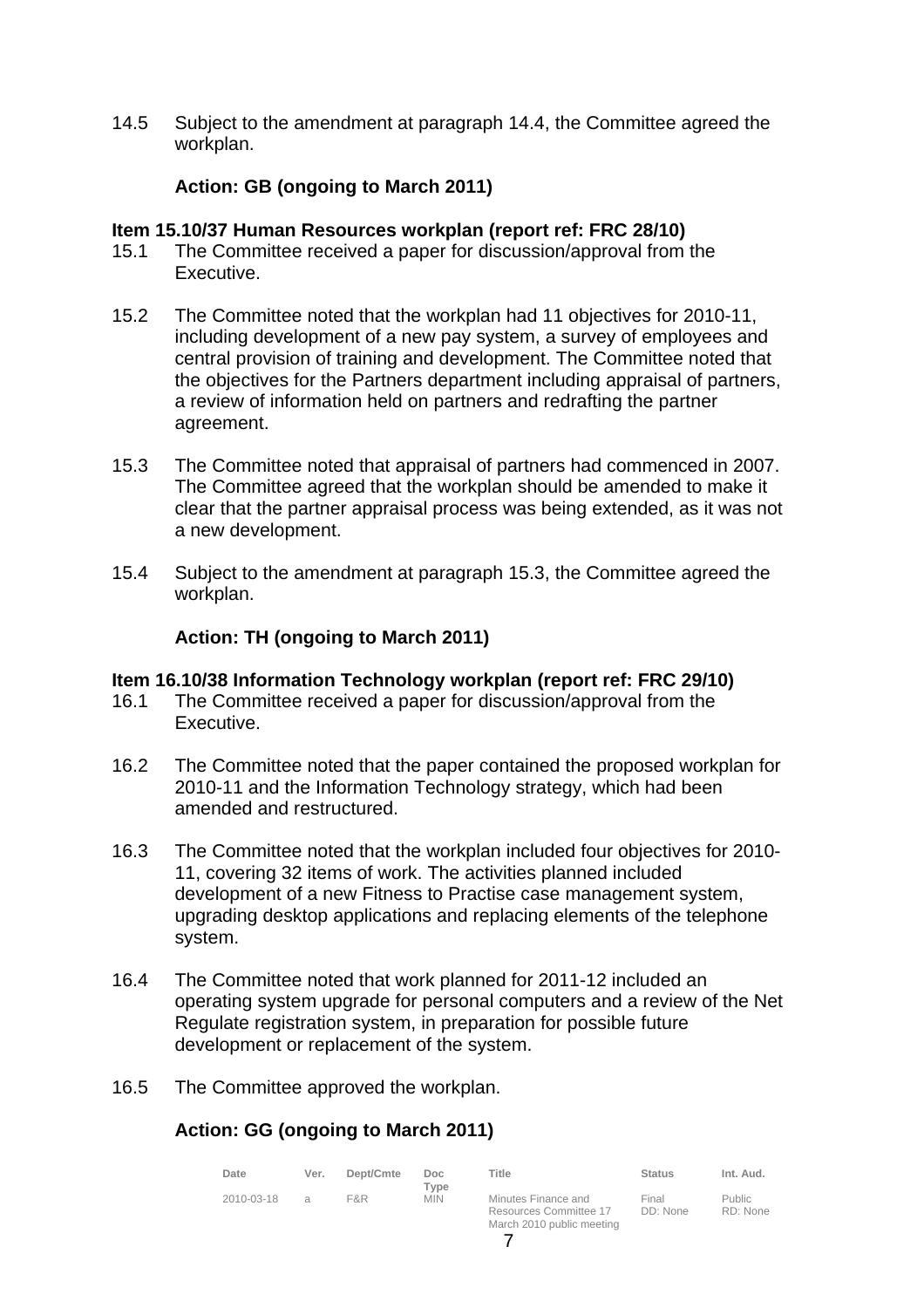14.5 Subject to the amendment at paragraph 14.4, the Committee agreed the workplan.

**Action: GB (ongoing to March 2011)**

**Item 15.10/37 Human Resources workplan (report ref: FRC 28/10)**

15.1 The Committee received a paper for discussion/approval from the Executive.

15.2 The Committee noted that the workplan had 11 objectives for 2010-11, including development of a new pay system, a survey of employees and central provision of training and development. The Committee noted that the objectives for the Partners department including appraisal of partners, a review of information held on partners and redrafting the partner agreement.

15.3 The Committee noted that appraisal of partners had commenced in 2007. The Committee agreed that the workplan should be amended to make it clear that the partner appraisal process was being extended, as it was not a new development.

15.4 Subject to the amendment at paragraph 15.3, the Committee agreed the workplan.

**Action: TH (ongoing to March 2011)**

**Item 16.10/38 Information Technology workplan (report ref: FRC 29/10)**

16.1 The Committee received a paper for discussion/approval from the Executive.

16.2 The Committee noted that the paper contained the proposed workplan for 2010-11 and the Information Technology strategy, which had been amended and restructured.

16.3 The Committee noted that the workplan included four objectives for 2010-11, covering 32 items of work. The activities planned included development of a new Fitness to Practise case management system, upgrading desktop applications and replacing elements of the telephone system.

16.4 The Committee noted that work planned for 2011-12 included an operating system upgrade for personal computers and a review of the Net Regulate registration system, in preparation for possible future development or replacement of the system.

16.5 The Committee approved the workplan.

**Action: GG (ongoing to March 2011)**

| Date | Ver. | Dept/Cmte | Doc Type | Title | Status | Int. Aud. |
|---|---|---|---|---|---|---|
| 2010-03-18 | a | F&R | MIN | Minutes Finance and Resources Committee 17 March 2010 public meeting | Final DD: None | Public RD: None |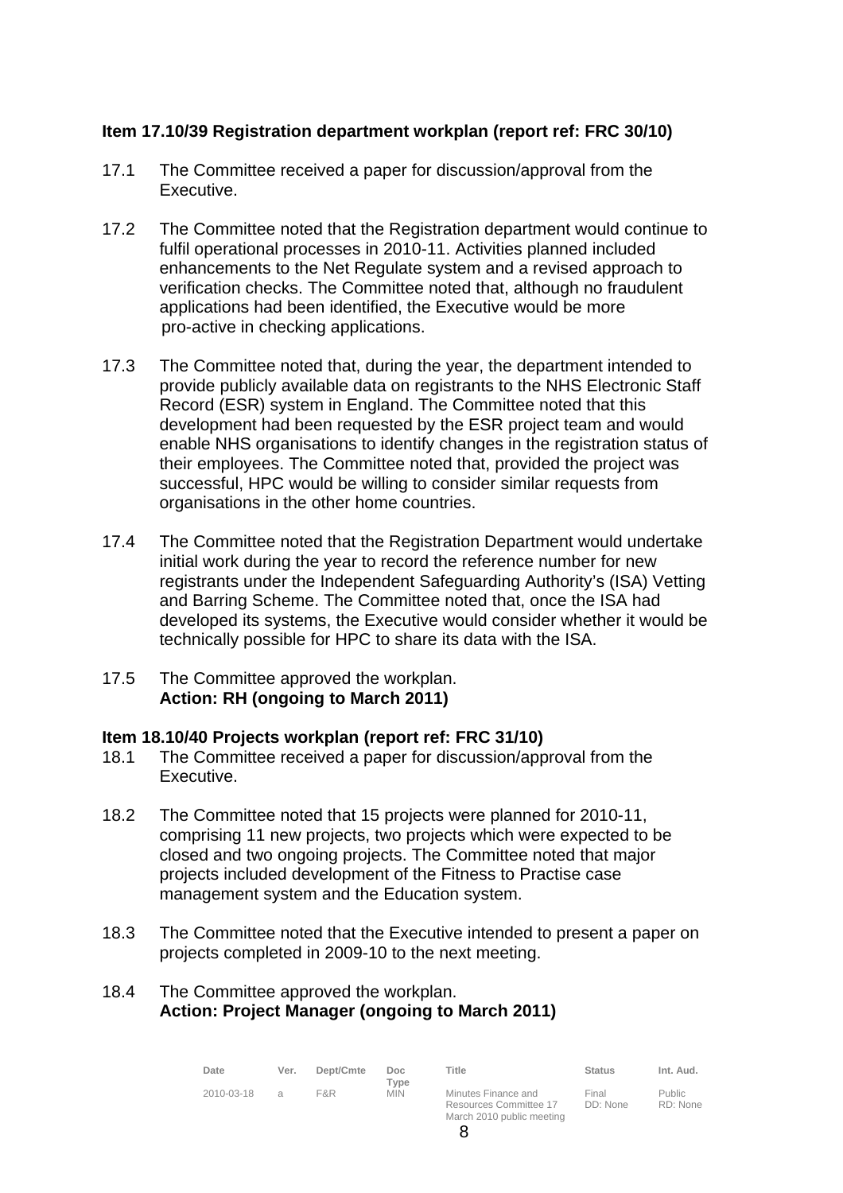**Item 17.10/39 Registration department workplan (report ref: FRC 30/10)**

17.1 The Committee received a paper for discussion/approval from the Executive.

17.2 The Committee noted that the Registration department would continue to fulfil operational processes in 2010-11. Activities planned included enhancements to the Net Regulate system and a revised approach to verification checks. The Committee noted that, although no fraudulent applications had been identified, the Executive would be more pro-active in checking applications.

17.3 The Committee noted that, during the year, the department intended to provide publicly available data on registrants to the NHS Electronic Staff Record (ESR) system in England. The Committee noted that this development had been requested by the ESR project team and would enable NHS organisations to identify changes in the registration status of their employees. The Committee noted that, provided the project was successful, HPC would be willing to consider similar requests from organisations in the other home countries.

17.4 The Committee noted that the Registration Department would undertake initial work during the year to record the reference number for new registrants under the Independent Safeguarding Authority's (ISA) Vetting and Barring Scheme. The Committee noted that, once the ISA had developed its systems, the Executive would consider whether it would be technically possible for HPC to share its data with the ISA.

17.5 The Committee approved the workplan.
**Action: RH (ongoing to March 2011)**

**Item 18.10/40 Projects workplan (report ref: FRC 31/10)**

18.1 The Committee received a paper for discussion/approval from the Executive.

18.2 The Committee noted that 15 projects were planned for 2010-11, comprising 11 new projects, two projects which were expected to be closed and two ongoing projects. The Committee noted that major projects included development of the Fitness to Practise case management system and the Education system.

18.3 The Committee noted that the Executive intended to present a paper on projects completed in 2009-10 to the next meeting.

18.4 The Committee approved the workplan.
**Action: Project Manager (ongoing to March 2011)**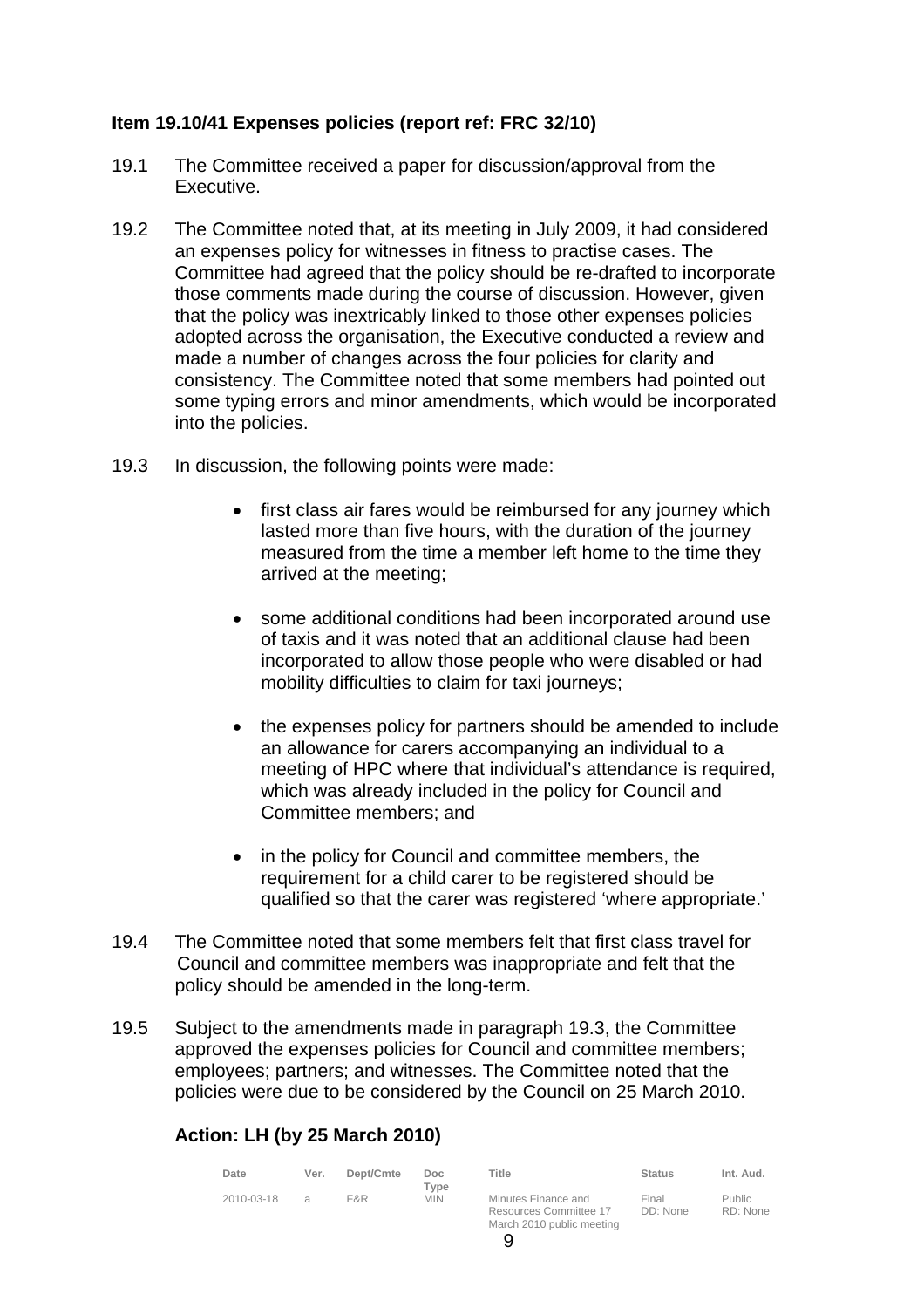**Item 19.10/41 Expenses policies (report ref: FRC 32/10)**

19.1 The Committee received a paper for discussion/approval from the Executive.

19.2 The Committee noted that, at its meeting in July 2009, it had considered an expenses policy for witnesses in fitness to practise cases. The Committee had agreed that the policy should be re-drafted to incorporate those comments made during the course of discussion. However, given that the policy was inextricably linked to those other expenses policies adopted across the organisation, the Executive conducted a review and made a number of changes across the four policies for clarity and consistency. The Committee noted that some members had pointed out some typing errors and minor amendments, which would be incorporated into the policies.

19.3 In discussion, the following points were made:

- first class air fares would be reimbursed for any journey which lasted more than five hours, with the duration of the journey measured from the time a member left home to the time they arrived at the meeting;

- some additional conditions had been incorporated around use of taxis and it was noted that an additional clause had been incorporated to allow those people who were disabled or had mobility difficulties to claim for taxi journeys;

- the expenses policy for partners should be amended to include an allowance for carers accompanying an individual to a meeting of HPC where that individual's attendance is required, which was already included in the policy for Council and Committee members; and

- in the policy for Council and committee members, the requirement for a child carer to be registered should be qualified so that the carer was registered 'where appropriate.'

19.4 The Committee noted that some members felt that first class travel for Council and committee members was inappropriate and felt that the policy should be amended in the long-term.

19.5 Subject to the amendments made in paragraph 19.3, the Committee approved the expenses policies for Council and committee members; employees; partners; and witnesses. The Committee noted that the policies were due to be considered by the Council on 25 March 2010.

**Action: LH (by 25 March 2010)**

| Date | Ver. | Dept/Cmte | Doc Type | Title | Status | Int. Aud. |
|---|---|---|---|---|---|---|
| 2010-03-18 | a | F&R | MIN | Minutes Finance and Resources Committee 17 March 2010 public meeting | Final DD: None | Public RD: None |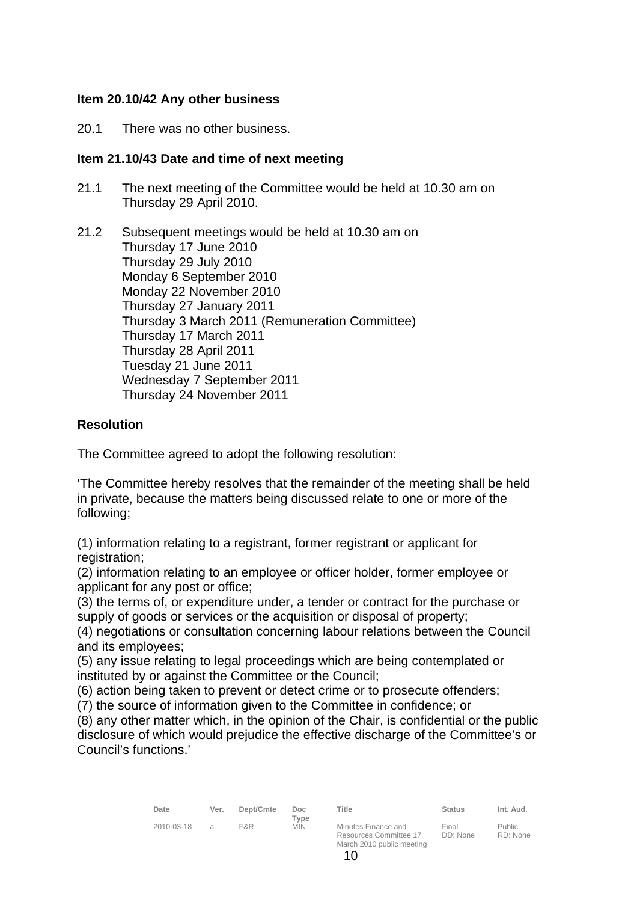**Item 20.10/42 Any other business**

20.1 There was no other business.

**Item 21.10/43 Date and time of next meeting**

21.1 The next meeting of the Committee would be held at 10.30 am on Thursday 29 April 2010.

21.2 Subsequent meetings would be held at 10.30 am on
Thursday 17 June 2010
Thursday 29 July 2010
Monday 6 September 2010
Monday 22 November 2010
Thursday 27 January 2011
Thursday 3 March 2011 (Remuneration Committee)
Thursday 17 March 2011
Thursday 28 April 2011
Tuesday 21 June 2011
Wednesday 7 September 2011
Thursday 24 November 2011

**Resolution**

The Committee agreed to adopt the following resolution:

'The Committee hereby resolves that the remainder of the meeting shall be held in private, because the matters being discussed relate to one or more of the following;

(1) information relating to a registrant, former registrant or applicant for registration;
(2) information relating to an employee or officer holder, former employee or applicant for any post or office;
(3) the terms of, or expenditure under, a tender or contract for the purchase or supply of goods or services or the acquisition or disposal of property;
(4) negotiations or consultation concerning labour relations between the Council and its employees;
(5) any issue relating to legal proceedings which are being contemplated or instituted by or against the Committee or the Council;
(6) action being taken to prevent or detect crime or to prosecute offenders;
(7) the source of information given to the Committee in confidence; or
(8) any other matter which, in the opinion of the Chair, is confidential or the public disclosure of which would prejudice the effective discharge of the Committee's or Council's functions.'

| Date | Ver. | Dept/Cmte | Doc Type | Title | Status | Int. Aud. |
|---|---|---|---|---|---|---|
| 2010-03-18 | a | F&R | MIN | Minutes Finance and Resources Committee 17 March 2010 public meeting | Final DD: None | Public RD: None |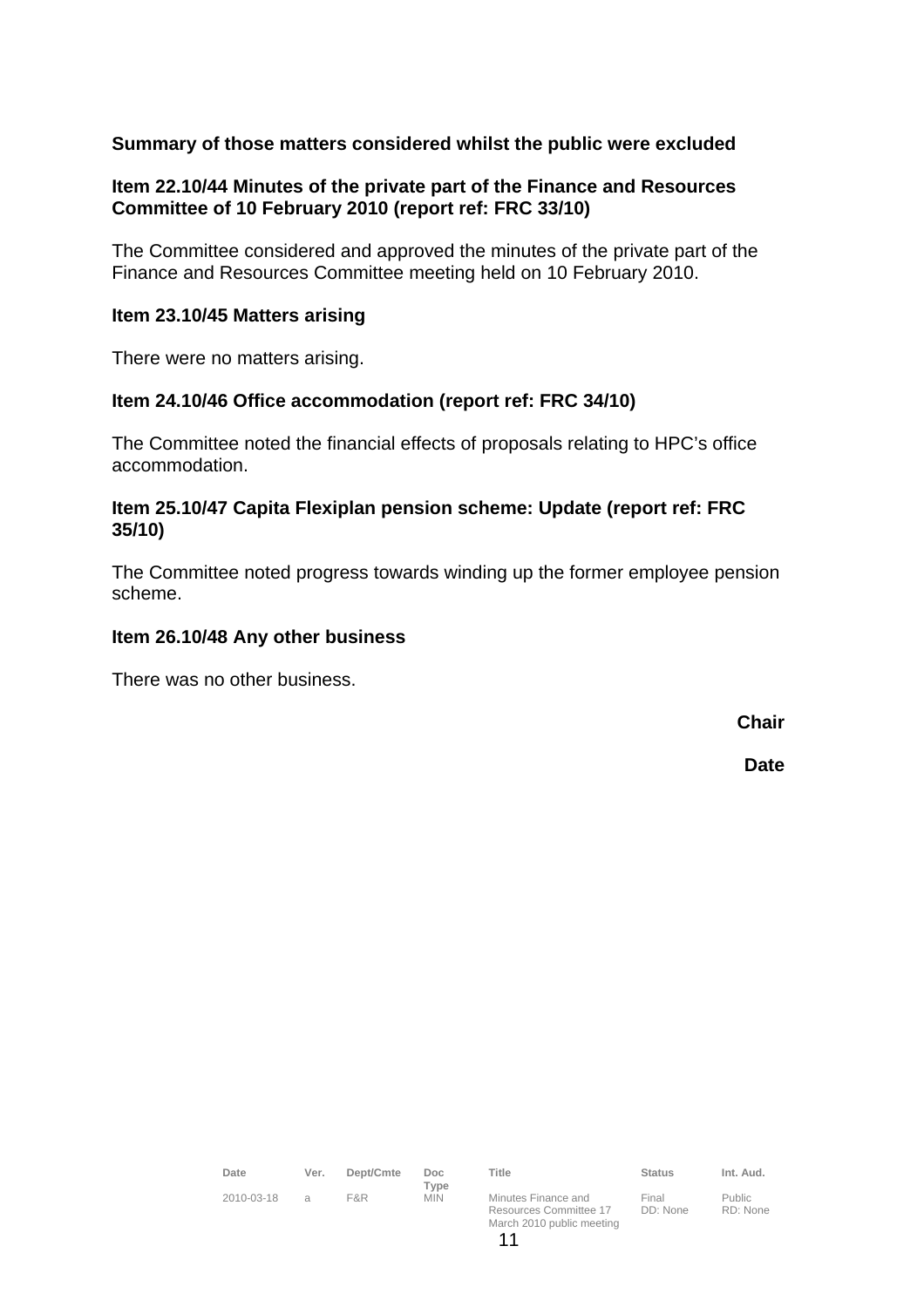**Summary of those matters considered whilst the public were excluded**

**Item 22.10/44 Minutes of the private part of the Finance and Resources Committee of 10 February 2010 (report ref: FRC 33/10)**

The Committee considered and approved the minutes of the private part of the Finance and Resources Committee meeting held on 10 February 2010.

**Item 23.10/45 Matters arising**

There were no matters arising.

**Item 24.10/46 Office accommodation (report ref: FRC 34/10)**

The Committee noted the financial effects of proposals relating to HPC's office accommodation.

**Item 25.10/47 Capita Flexiplan pension scheme: Update (report ref: FRC 35/10)**

The Committee noted progress towards winding up the former employee pension scheme.

**Item 26.10/48 Any other business**

There was no other business.

**Chair**

**Date**

| Date | Ver. | Dept/Cmte | Doc Type | Title | Status | Int. Aud. |
|---|---|---|---|---|---|---|
| 2010-03-18 | a | F&R | MIN | Minutes Finance and Resources Committee 17 March 2010 public meeting | Final DD: None | Public RD: None |